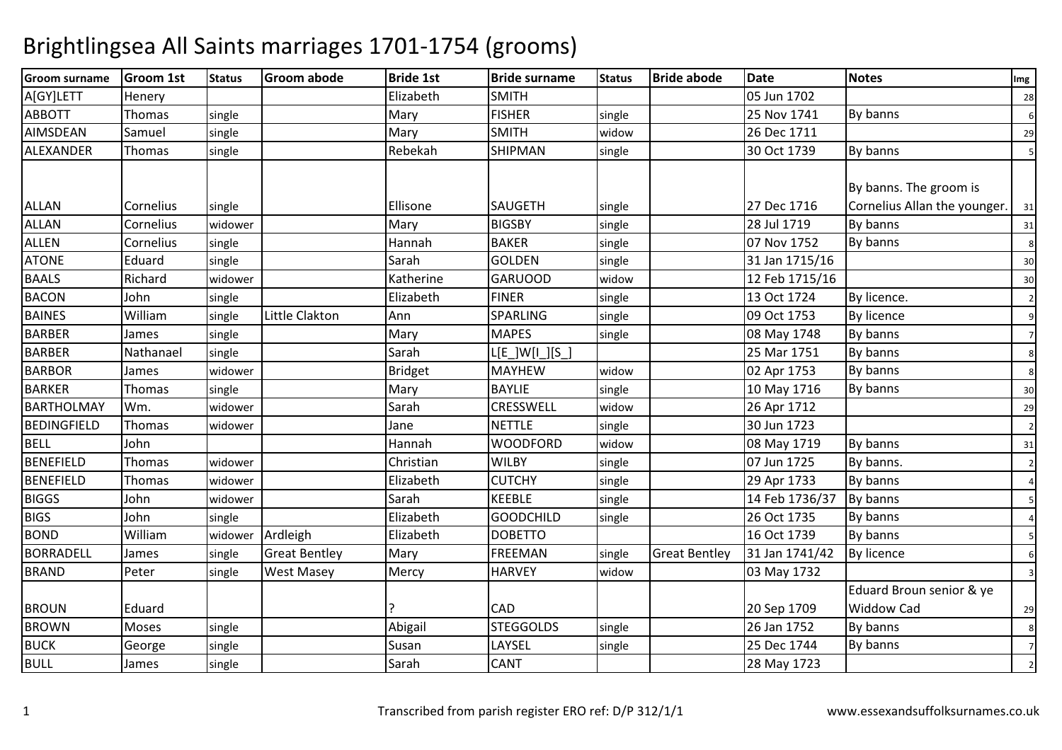# Brightlingsea All Saints marriages 1701-1754 (grooms)

| Groom surname | Groom 1st | Status | Groom abode | Bride 1st | Bride surname | Status | Bride abode | Date | Notes | Img |
|---|---|---|---|---|---|---|---|---|---|---|
| A[GY]LETT | Henery | | | Elizabeth | SMITH | | | 05 Jun 1702 | | 28 |
| ABBOTT | Thomas | single | | Mary | FISHER | single | | 25 Nov 1741 | By banns | 6 |
| AIMSDEAN | Samuel | single | | Mary | SMITH | widow | | 26 Dec 1711 | | 29 |
| ALEXANDER | Thomas | single | | Rebekah | SHIPMAN | single | | 30 Oct 1739 | By banns | 5 |
| ALLAN | Cornelius | single | | Ellisone | SAUGETH | single | | 27 Dec 1716 | By banns. The groom is Cornelius Allan the younger. | 31 |
| ALLAN | Cornelius | widower | | Mary | BIGSBY | single | | 28 Jul 1719 | By banns | 31 |
| ALLEN | Cornelius | single | | Hannah | BAKER | single | | 07 Nov 1752 | By banns | 8 |
| ATONE | Eduard | single | | Sarah | GOLDEN | single | | 31 Jan 1715/16 | | 30 |
| BAALS | Richard | widower | | Katherine | GARUOOD | widow | | 12 Feb 1715/16 | | 30 |
| BACON | John | single | | Elizabeth | FINER | single | | 13 Oct 1724 | By licence. | 2 |
| BAINES | William | single | Little Clakton | Ann | SPARLING | single | | 09 Oct 1753 | By licence | 9 |
| BARBER | James | single | | Mary | MAPES | single | | 08 May 1748 | By banns | 7 |
| BARBER | Nathanael | single | | Sarah | L[E_]W[I_][S_] | | | 25 Mar 1751 | By banns | 8 |
| BARBOR | James | widower | | Bridget | MAYHEW | widow | | 02 Apr 1753 | By banns | 8 |
| BARKER | Thomas | single | | Mary | BAYLIE | single | | 10 May 1716 | By banns | 30 |
| BARTHOLMAY | Wm. | widower | | Sarah | CRESSWELL | widow | | 26 Apr 1712 | | 29 |
| BEDINGFIELD | Thomas | widower | | Jane | NETTLE | single | | 30 Jun 1723 | | 2 |
| BELL | John | | | Hannah | WOODFORD | widow | | 08 May 1719 | By banns | 31 |
| BENEFIELD | Thomas | widower | | Christian | WILBY | single | | 07 Jun 1725 | By banns. | 2 |
| BENEFIELD | Thomas | widower | | Elizabeth | CUTCHY | single | | 29 Apr 1733 | By banns | 4 |
| BIGGS | John | widower | | Sarah | KEEBLE | single | | 14 Feb 1736/37 | By banns | 5 |
| BIGS | John | single | | Elizabeth | GOODCHILD | single | | 26 Oct 1735 | By banns | 4 |
| BOND | William | widower | Ardleigh | Elizabeth | DOBETTO | | | 16 Oct 1739 | By banns | 5 |
| BORRADELL | James | single | Great Bentley | Mary | FREEMAN | single | Great Bentley | 31 Jan 1741/42 | By licence | 6 |
| BRAND | Peter | single | West Masey | Mercy | HARVEY | widow | | 03 May 1732 | | 3 |
| BROUN | Eduard | | | ? | CAD | | | 20 Sep 1709 | Eduard Broun senior & ye Widdow Cad | 29 |
| BROWN | Moses | single | | Abigail | STEGGOLDS | single | | 26 Jan 1752 | By banns | 8 |
| BUCK | George | single | | Susan | LAYSEL | single | | 25 Dec 1744 | By banns | 7 |
| BULL | James | single | | Sarah | CANT | | | 28 May 1723 | | 2 |

Transcribed from parish register ERO ref: D/P 312/1/1

www.essexandsuffolksurnames.co.uk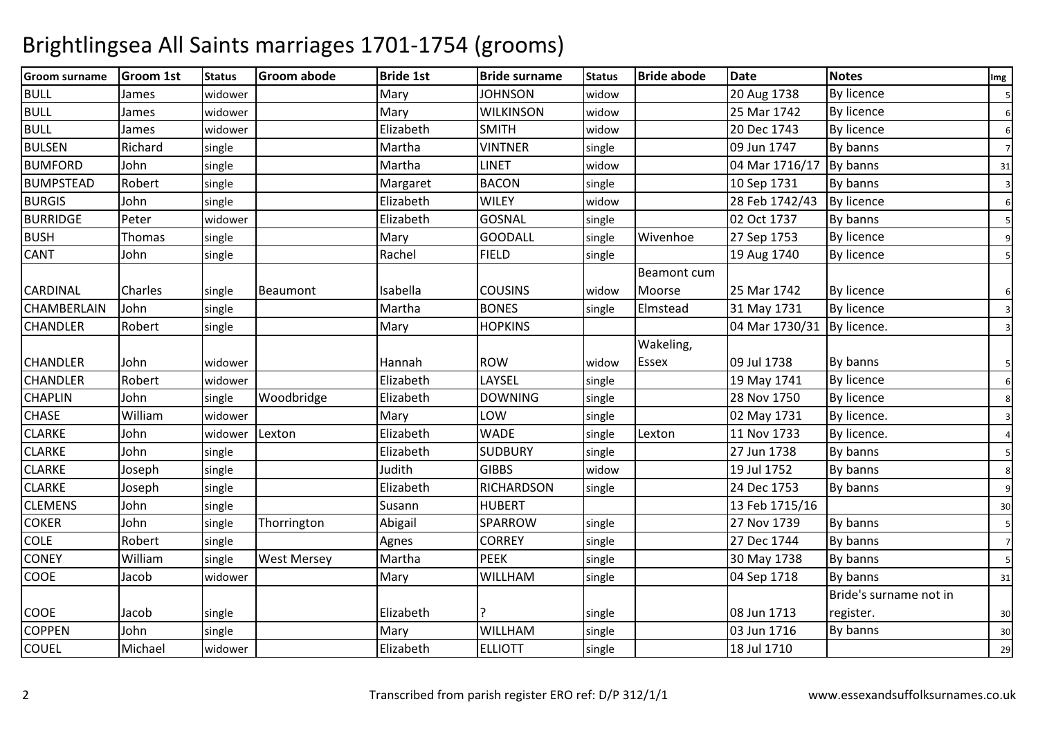# Brightlingsea All Saints marriages 1701-1754 (grooms)

| Groom surname | Groom 1st | Status | Groom abode | Bride 1st | Bride surname | Status | Bride abode | Date | Notes | Img |
|---|---|---|---|---|---|---|---|---|---|---|
| BULL | James | widower | | Mary | JOHNSON | widow | | 20 Aug 1738 | By licence | 5 |
| BULL | James | widower | | Mary | WILKINSON | widow | | 25 Mar 1742 | By licence | 6 |
| BULL | James | widower | | Elizabeth | SMITH | widow | | 20 Dec 1743 | By licence | 6 |
| BULSEN | Richard | single | | Martha | VINTNER | single | | 09 Jun 1747 | By banns | 7 |
| BUMFORD | John | single | | Martha | LINET | widow | | 04 Mar 1716/17 | By banns | 31 |
| BUMPSTEAD | Robert | single | | Margaret | BACON | single | | 10 Sep 1731 | By banns | 3 |
| BURGIS | John | single | | Elizabeth | WILEY | widow | | 28 Feb 1742/43 | By licence | 6 |
| BURRIDGE | Peter | widower | | Elizabeth | GOSNAL | single | | 02 Oct 1737 | By banns | 5 |
| BUSH | Thomas | single | | Mary | GOODALL | single | Wivenhoe | 27 Sep 1753 | By licence | 9 |
| CANT | John | single | | Rachel | FIELD | single | | 19 Aug 1740 | By licence | 5 |
| CARDINAL | Charles | single | Beaumont | Isabella | COUSINS | widow | Beamont cum Moorse | 25 Mar 1742 | By licence | 6 |
| CHAMBERLAIN | John | single | | Martha | BONES | single | Elmstead | 31 May 1731 | By licence | 3 |
| CHANDLER | Robert | single | | Mary | HOPKINS | | | 04 Mar 1730/31 | By licence. | 3 |
| CHANDLER | John | widower | | Hannah | ROW | widow | Wakeling, Essex | 09 Jul 1738 | By banns | 5 |
| CHANDLER | Robert | widower | | Elizabeth | LAYSEL | single | | 19 May 1741 | By licence | 6 |
| CHAPLIN | John | single | Woodbridge | Elizabeth | DOWNING | single | | 28 Nov 1750 | By licence | 8 |
| CHASE | William | widower | | Mary | LOW | single | | 02 May 1731 | By licence. | 3 |
| CLARKE | John | widower | Lexton | Elizabeth | WADE | single | Lexton | 11 Nov 1733 | By licence. | 4 |
| CLARKE | John | single | | Elizabeth | SUDBURY | single | | 27 Jun 1738 | By banns | 5 |
| CLARKE | Joseph | single | | Judith | GIBBS | widow | | 19 Jul 1752 | By banns | 8 |
| CLARKE | Joseph | single | | Elizabeth | RICHARDSON | single | | 24 Dec 1753 | By banns | 9 |
| CLEMENS | John | single | | Susann | HUBERT | | | 13 Feb 1715/16 | | 30 |
| COKER | John | single | Thorrington | Abigail | SPARROW | single | | 27 Nov 1739 | By banns | 5 |
| COLE | Robert | single | | Agnes | CORREY | single | | 27 Dec 1744 | By banns | 7 |
| CONEY | William | single | West Mersey | Martha | PEEK | single | | 30 May 1738 | By banns | 5 |
| COOE | Jacob | widower | | Mary | WILLHAM | single | | 04 Sep 1718 | By banns | 31 |
| COOE | Jacob | single | | Elizabeth | ? | single | | 08 Jun 1713 | Bride's surname not in register. | 30 |
| COPPEN | John | single | | Mary | WILLHAM | single | | 03 Jun 1716 | By banns | 30 |
| COUEL | Michael | widower | | Elizabeth | ELLIOTT | single | | 18 Jul 1710 | | 29 |

Transcribed from parish register ERO ref: D/P 312/1/1 www.essexandsuffolksurnames.co.uk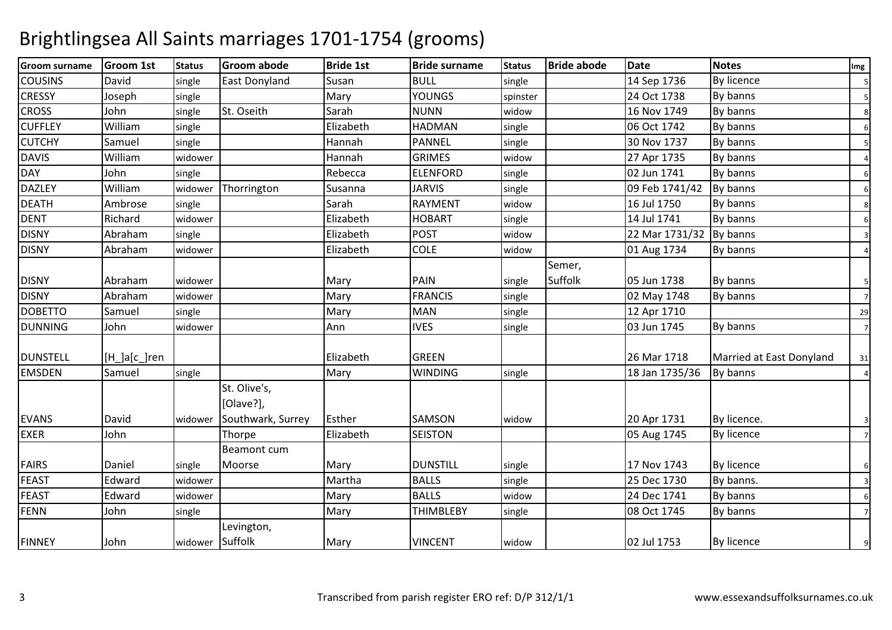# Brightlingsea All Saints marriages 1701-1754 (grooms)

| Groom surname | Groom 1st | Status | Groom abode | Bride 1st | Bride surname | Status | Bride abode | Date | Notes | Img |
|---|---|---|---|---|---|---|---|---|---|---|
| COUSINS | David | single | East Donyland | Susan | BULL | single | | 14 Sep 1736 | By licence | 5 |
| CRESSY | Joseph | single | | Mary | YOUNGS | spinster | | 24 Oct 1738 | By banns | 5 |
| CROSS | John | single | St. Oseith | Sarah | NUNN | widow | | 16 Nov 1749 | By banns | 8 |
| CUFFLEY | William | single | | Elizabeth | HADMAN | single | | 06 Oct 1742 | By banns | 6 |
| CUTCHY | Samuel | single | | Hannah | PANNEL | single | | 30 Nov 1737 | By banns | 5 |
| DAVIS | William | widower | | Hannah | GRIMES | widow | | 27 Apr 1735 | By banns | 4 |
| DAY | John | single | | Rebecca | ELENFORD | single | | 02 Jun 1741 | By banns | 6 |
| DAZLEY | William | widower | Thorrington | Susanna | JARVIS | single | | 09 Feb 1741/42 | By banns | 6 |
| DEATH | Ambrose | single | | Sarah | RAYMENT | widow | | 16 Jul 1750 | By banns | 8 |
| DENT | Richard | widower | | Elizabeth | HOBART | single | | 14 Jul 1741 | By banns | 6 |
| DISNY | Abraham | single | | Elizabeth | POST | widow | | 22 Mar 1731/32 | By banns | 3 |
| DISNY | Abraham | widower | | Elizabeth | COLE | widow | | 01 Aug 1734 | By banns | 4 |
| DISNY | Abraham | widower | | Mary | PAIN | single | Semer, Suffolk | 05 Jun 1738 | By banns | 5 |
| DISNY | Abraham | widower | | Mary | FRANCIS | single | | 02 May 1748 | By banns | 7 |
| DOBETTO | Samuel | single | | Mary | MAN | single | | 12 Apr 1710 | | 29 |
| DUNNING | John | widower | | Ann | IVES | single | | 03 Jun 1745 | By banns | 7 |
| DUNSTELL | [H_]a[c_]ren | | | Elizabeth | GREEN | | | 26 Mar 1718 | Married at East Donyland | 31 |
| EMSDEN | Samuel | single | | Mary | WINDING | single | | 18 Jan 1735/36 | By banns | 4 |
| EVANS | David | widower | St. Olive's, [Olave?], Southwark, Surrey | Esther | SAMSON | widow | | 20 Apr 1731 | By licence. | 3 |
| EXER | John | | Thorpe | Elizabeth | SEISTON | | | 05 Aug 1745 | By licence | 7 |
| FAIRS | Daniel | single | Beamont cum Moorse | Mary | DUNSTILL | single | | 17 Nov 1743 | By licence | 6 |
| FEAST | Edward | widower | | Martha | BALLS | single | | 25 Dec 1730 | By banns. | 3 |
| FEAST | Edward | widower | | Mary | BALLS | widow | | 24 Dec 1741 | By banns | 6 |
| FENN | John | single | | Mary | THIMBLEBY | single | | 08 Oct 1745 | By banns | 7 |
| FINNEY | John | widower | Levington, Suffolk | Mary | VINCENT | widow | | 02 Jul 1753 | By licence | 9 |

Transcribed from parish register ERO ref: D/P 312/1/1

www.essexandsuffolksurnames.co.uk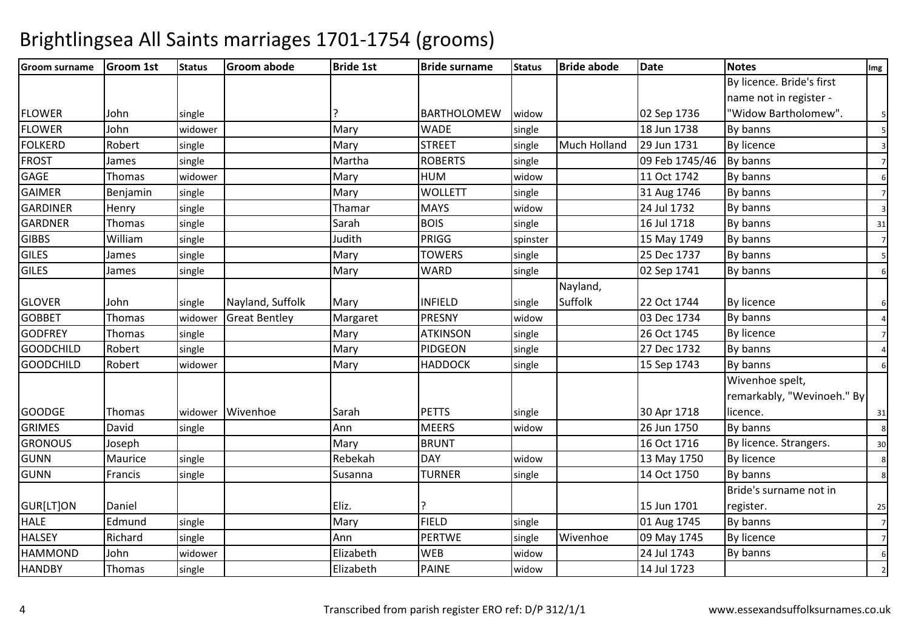# Brightlingsea All Saints marriages 1701-1754 (grooms)

| Groom surname | Groom 1st | Status | Groom abode | Bride 1st | Bride surname | Status | Bride abode | Date | Notes | Img |
|---|---|---|---|---|---|---|---|---|---|---|
| FLOWER | John | single | | ? | BARTHOLOMEW | widow | | 02 Sep 1736 | By licence. Bride's first name not in register - "Widow Bartholomew". | 5 |
| FLOWER | John | widower | | Mary | WADE | single | | 18 Jun 1738 | By banns | 5 |
| FOLKERD | Robert | single | | Mary | STREET | single | Much Holland | 29 Jun 1731 | By licence | 3 |
| FROST | James | single | | Martha | ROBERTS | single | | 09 Feb 1745/46 | By banns | 7 |
| GAGE | Thomas | widower | | Mary | HUM | widow | | 11 Oct 1742 | By banns | 6 |
| GAIMER | Benjamin | single | | Mary | WOLLETT | single | | 31 Aug 1746 | By banns | 7 |
| GARDINER | Henry | single | | Thamar | MAYS | widow | | 24 Jul 1732 | By banns | 3 |
| GARDNER | Thomas | single | | Sarah | BOIS | single | | 16 Jul 1718 | By banns | 31 |
| GIBBS | William | single | | Judith | PRIGG | spinster | | 15 May 1749 | By banns | 7 |
| GILES | James | single | | Mary | TOWERS | single | | 25 Dec 1737 | By banns | 5 |
| GILES | James | single | | Mary | WARD | single | | 02 Sep 1741 | By banns | 6 |
| GLOVER | John | single | Nayland, Suffolk | Mary | INFIELD | single | Nayland, Suffolk | 22 Oct 1744 | By licence | 6 |
| GOBBET | Thomas | widower | Great Bentley | Margaret | PRESNY | widow | | 03 Dec 1734 | By banns | 4 |
| GODFREY | Thomas | single | | Mary | ATKINSON | single | | 26 Oct 1745 | By licence | 7 |
| GOODCHILD | Robert | single | | Mary | PIDGEON | single | | 27 Dec 1732 | By banns | 4 |
| GOODCHILD | Robert | widower | | Mary | HADDOCK | single | | 15 Sep 1743 | By banns | 6 |
| GOODGE | Thomas | widower | Wivenhoe | Sarah | PETTS | single | | 30 Apr 1718 | Wivenhoe spelt, remarkably, "Wevinoeh." By licence. | 31 |
| GRIMES | David | single | | Ann | MEERS | widow | | 26 Jun 1750 | By banns | 8 |
| GRONOUS | Joseph | | | Mary | BRUNT | | | 16 Oct 1716 | By licence. Strangers. | 30 |
| GUNN | Maurice | single | | Rebekah | DAY | widow | | 13 May 1750 | By licence | 8 |
| GUNN | Francis | single | | Susanna | TURNER | single | | 14 Oct 1750 | By banns | 8 |
| GUR[LT]ON | Daniel | | | Eliz. | ? | | | 15 Jun 1701 | Bride's surname not in register. | 25 |
| HALE | Edmund | single | | Mary | FIELD | single | | 01 Aug 1745 | By banns | 7 |
| HALSEY | Richard | single | | Ann | PERTWE | single | Wivenhoe | 09 May 1745 | By licence | 7 |
| HAMMOND | John | widower | | Elizabeth | WEB | widow | | 24 Jul 1743 | By banns | 6 |
| HANDBY | Thomas | single | | Elizabeth | PAINE | widow | | 14 Jul 1723 | | 2 |

Transcribed from parish register ERO ref: D/P 312/1/1

www.essexandsuffolksurnames.co.uk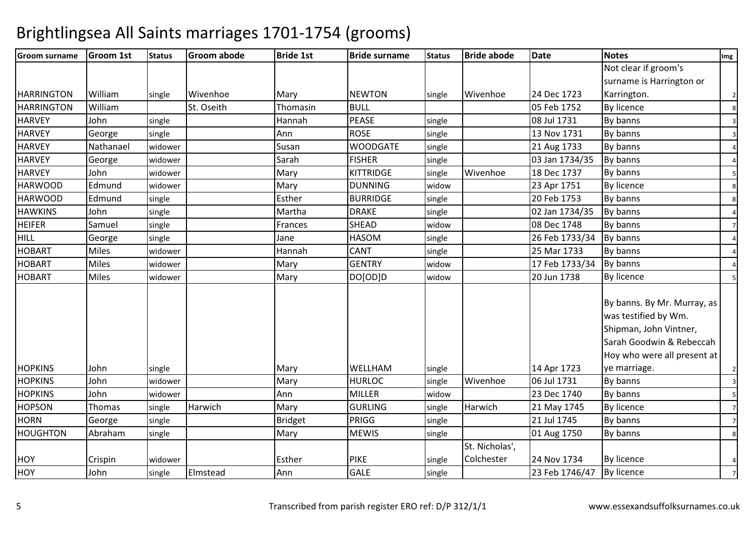# Brightlingsea All Saints marriages 1701-1754 (grooms)

| Groom surname | Groom 1st | Status | Groom abode | Bride 1st | Bride surname | Status | Bride abode | Date | Notes | Img |
|---|---|---|---|---|---|---|---|---|---|---|
| HARRINGTON | William | single | Wivenhoe | Mary | NEWTON | single | Wivenhoe | 24 Dec 1723 | Not clear if groom's surname is Harrington or Karrington. | 2 |
| HARRINGTON | William | | St. Oseith | Thomasin | BULL | | | 05 Feb 1752 | By licence | 8 |
| HARVEY | John | single | | Hannah | PEASE | single | | 08 Jul 1731 | By banns | 3 |
| HARVEY | George | single | | Ann | ROSE | single | | 13 Nov 1731 | By banns | 3 |
| HARVEY | Nathanael | widower | | Susan | WOODGATE | single | | 21 Aug 1733 | By banns | 4 |
| HARVEY | George | widower | | Sarah | FISHER | single | | 03 Jan 1734/35 | By banns | 4 |
| HARVEY | John | widower | | Mary | KITTRIDGE | single | Wivenhoe | 18 Dec 1737 | By banns | 5 |
| HARWOOD | Edmund | widower | | Mary | DUNNING | widow | | 23 Apr 1751 | By licence | 8 |
| HARWOOD | Edmund | single | | Esther | BURRIDGE | single | | 20 Feb 1753 | By banns | 8 |
| HAWKINS | John | single | | Martha | DRAKE | single | | 02 Jan 1734/35 | By banns | 4 |
| HEIFER | Samuel | single | | Frances | SHEAD | widow | | 08 Dec 1748 | By banns | 7 |
| HILL | George | single | | Jane | HASOM | single | | 26 Feb 1733/34 | By banns | 4 |
| HOBART | Miles | widower | | Hannah | CANT | single | | 25 Mar 1733 | By banns | 4 |
| HOBART | Miles | widower | | Mary | GENTRY | widow | | 17 Feb 1733/34 | By banns | 4 |
| HOBART | Miles | widower | | Mary | DO[OD]D | widow | | 20 Jun 1738 | By licence | 5 |
| HOPKINS | John | single | | Mary | WELLHAM | single | | 14 Apr 1723 | By banns. By Mr. Murray, as was testified by Wm. Shipman, John Vintner, Sarah Goodwin & Rebeccah Hoy who were all present at ye marriage. | 2 |
| HOPKINS | John | widower | | Mary | HURLOC | single | Wivenhoe | 06 Jul 1731 | By banns | 3 |
| HOPKINS | John | widower | | Ann | MILLER | widow | | 23 Dec 1740 | By banns | 5 |
| HOPSON | Thomas | single | Harwich | Mary | GURLING | single | Harwich | 21 May 1745 | By licence | 7 |
| HORN | George | single | | Bridget | PRIGG | single | | 21 Jul 1745 | By banns | 7 |
| HOUGHTON | Abraham | single | | Mary | MEWIS | single | | 01 Aug 1750 | By banns | 8 |
| HOY | Crispin | widower | | Esther | PIKE | single | St. Nicholas', Colchester | 24 Nov 1734 | By licence | 4 |
| HOY | John | single | Elmstead | Ann | GALE | single | | 23 Feb 1746/47 | By licence | 7 |

Transcribed from parish register ERO ref: D/P 312/1/1

www.essexandsuffolksurnames.co.uk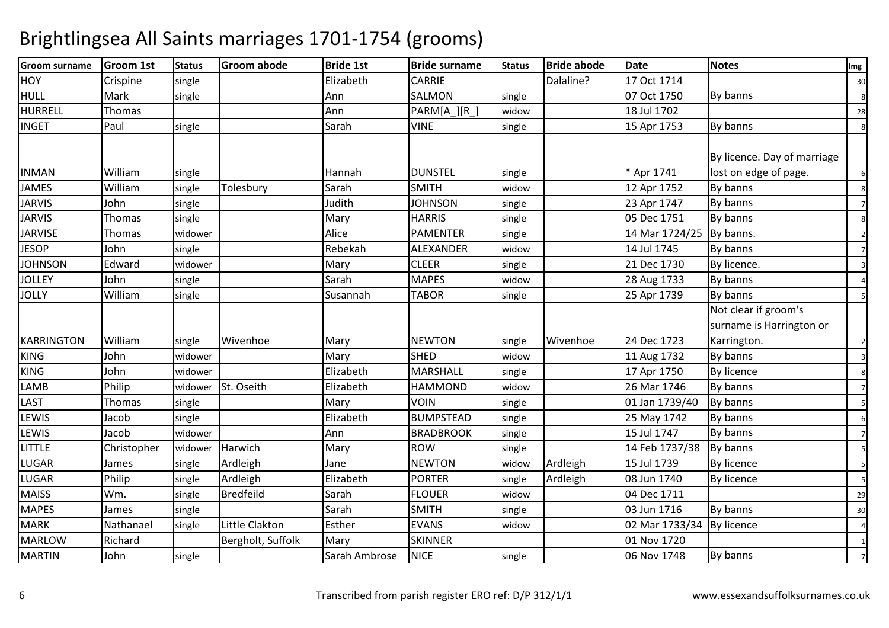# Brightlingsea All Saints marriages 1701-1754 (grooms)

| Groom surname | Groom 1st | Status | Groom abode | Bride 1st | Bride surname | Status | Bride abode | Date | Notes | Img |
|---|---|---|---|---|---|---|---|---|---|---|
| HOY | Crispine | single | | Elizabeth | CARRIE | | Dalaline? | 17 Oct 1714 | | 30 |
| HULL | Mark | single | | Ann | SALMON | single | | 07 Oct 1750 | By banns | 8 |
| HURRELL | Thomas | | | Ann | PARM[A_][R_] | widow | | 18 Jul 1702 | | 28 |
| INGET | Paul | single | | Sarah | VINE | single | | 15 Apr 1753 | By banns | 8 |
| INMAN | William | single | | Hannah | DUNSTEL | single | | * Apr 1741 | By licence. Day of marriage lost on edge of page. | 6 |
| JAMES | William | single | Tolesbury | Sarah | SMITH | widow | | 12 Apr 1752 | By banns | 8 |
| JARVIS | John | single | | Judith | JOHNSON | single | | 23 Apr 1747 | By banns | 7 |
| JARVIS | Thomas | single | | Mary | HARRIS | single | | 05 Dec 1751 | By banns | 8 |
| JARVISE | Thomas | widower | | Alice | PAMENTER | single | | 14 Mar 1724/25 | By banns. | 2 |
| JESOP | John | single | | Rebekah | ALEXANDER | widow | | 14 Jul 1745 | By banns | 7 |
| JOHNSON | Edward | widower | | Mary | CLEER | single | | 21 Dec 1730 | By licence. | 3 |
| JOLLEY | John | single | | Sarah | MAPES | widow | | 28 Aug 1733 | By banns | 4 |
| JOLLY | William | single | | Susannah | TABOR | single | | 25 Apr 1739 | By banns | 5 |
| KARRINGTON | William | single | Wivenhoe | Mary | NEWTON | single | Wivenhoe | 24 Dec 1723 | Not clear if groom's surname is Harrington or Karrington. | 2 |
| KING | John | widower | | Mary | SHED | widow | | 11 Aug 1732 | By banns | 3 |
| KING | John | widower | | Elizabeth | MARSHALL | single | | 17 Apr 1750 | By licence | 8 |
| LAMB | Philip | widower | St. Oseith | Elizabeth | HAMMOND | widow | | 26 Mar 1746 | By banns | 7 |
| LAST | Thomas | single | | Mary | VOIN | single | | 01 Jan 1739/40 | By banns | 5 |
| LEWIS | Jacob | single | | Elizabeth | BUMPSTEAD | single | | 25 May 1742 | By banns | 6 |
| LEWIS | Jacob | widower | | Ann | BRADBROOK | single | | 15 Jul 1747 | By banns | 7 |
| LITTLE | Christopher | widower | Harwich | Mary | ROW | single | | 14 Feb 1737/38 | By banns | 5 |
| LUGAR | James | single | Ardleigh | Jane | NEWTON | widow | Ardleigh | 15 Jul 1739 | By licence | 5 |
| LUGAR | Philip | single | Ardleigh | Elizabeth | PORTER | single | Ardleigh | 08 Jun 1740 | By licence | 5 |
| MAISS | Wm. | single | Bredfeild | Sarah | FLOUER | widow | | 04 Dec 1711 | | 29 |
| MAPES | James | single | | Sarah | SMITH | single | | 03 Jun 1716 | By banns | 30 |
| MARK | Nathanael | single | Little Clakton | Esther | EVANS | widow | | 02 Mar 1733/34 | By licence | 4 |
| MARLOW | Richard | | Bergholt, Suffolk | Mary | SKINNER | | | 01 Nov 1720 | | 1 |
| MARTIN | John | single | | Sarah Ambrose | NICE | single | | 06 Nov 1748 | By banns | 7 |

Transcribed from parish register ERO ref: D/P 312/1/1

www.essexandsuffolksurnames.co.uk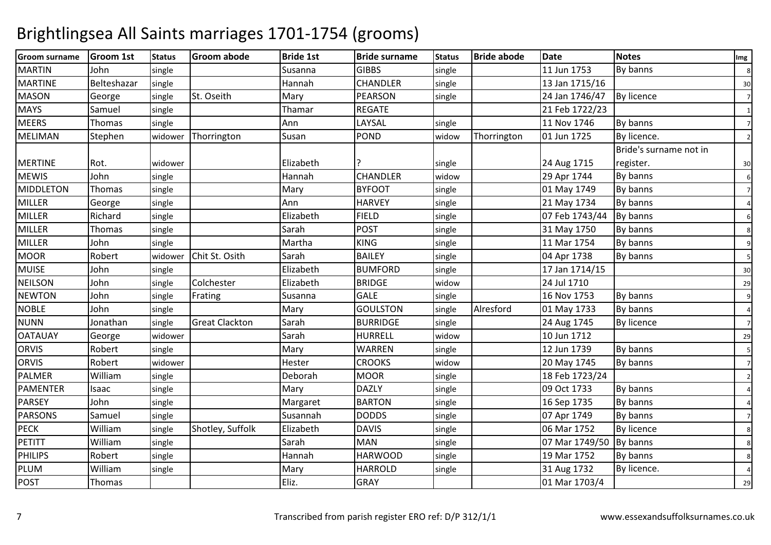# Brightlingsea All Saints marriages 1701-1754 (grooms)

| Groom surname | Groom 1st | Status | Groom abode | Bride 1st | Bride surname | Status | Bride abode | Date | Notes | Img |
|---|---|---|---|---|---|---|---|---|---|---|
| MARTIN | John | single | | Susanna | GIBBS | single | | 11 Jun 1753 | By banns | 8 |
| MARTINE | Belteshazar | single | | Hannah | CHANDLER | single | | 13 Jan 1715/16 | | 30 |
| MASON | George | single | St. Oseith | Mary | PEARSON | single | | 24 Jan 1746/47 | By licence | 7 |
| MAYS | Samuel | single | | Thamar | REGATE | | | 21 Feb 1722/23 | | 1 |
| MEERS | Thomas | single | | Ann | LAYSAL | single | | 11 Nov 1746 | By banns | 7 |
| MELIMAN | Stephen | widower | Thorrington | Susan | POND | widow | Thorrington | 01 Jun 1725 | By licence. | 2 |
| MERTINE | Rot. | widower | | Elizabeth | ? | single | | 24 Aug 1715 | Bride's surname not in register. | 30 |
| MEWIS | John | single | | Hannah | CHANDLER | widow | | 29 Apr 1744 | By banns | 6 |
| MIDDLETON | Thomas | single | | Mary | BYFOOT | single | | 01 May 1749 | By banns | 7 |
| MILLER | George | single | | Ann | HARVEY | single | | 21 May 1734 | By banns | 4 |
| MILLER | Richard | single | | Elizabeth | FIELD | single | | 07 Feb 1743/44 | By banns | 6 |
| MILLER | Thomas | single | | Sarah | POST | single | | 31 May 1750 | By banns | 8 |
| MILLER | John | single | | Martha | KING | single | | 11 Mar 1754 | By banns | 9 |
| MOOR | Robert | widower | Chit St. Osith | Sarah | BAILEY | single | | 04 Apr 1738 | By banns | 5 |
| MUISE | John | single | | Elizabeth | BUMFORD | single | | 17 Jan 1714/15 | | 30 |
| NEILSON | John | single | Colchester | Elizabeth | BRIDGE | widow | | 24 Jul 1710 | | 29 |
| NEWTON | John | single | Frating | Susanna | GALE | single | | 16 Nov 1753 | By banns | 9 |
| NOBLE | John | single | | Mary | GOULSTON | single | Alresford | 01 May 1733 | By banns | 4 |
| NUNN | Jonathan | single | Great Clackton | Sarah | BURRIDGE | single | | 24 Aug 1745 | By licence | 7 |
| OATAUAY | George | widower | | Sarah | HURRELL | widow | | 10 Jun 1712 | | 29 |
| ORVIS | Robert | single | | Mary | WARREN | single | | 12 Jun 1739 | By banns | 5 |
| ORVIS | Robert | widower | | Hester | CROOKS | widow | | 20 May 1745 | By banns | 7 |
| PALMER | William | single | | Deborah | MOOR | single | | 18 Feb 1723/24 | | 2 |
| PAMENTER | Isaac | single | | Mary | DAZLY | single | | 09 Oct 1733 | By banns | 4 |
| PARSEY | John | single | | Margaret | BARTON | single | | 16 Sep 1735 | By banns | 4 |
| PARSONS | Samuel | single | | Susannah | DODDS | single | | 07 Apr 1749 | By banns | 7 |
| PECK | William | single | Shotley, Suffolk | Elizabeth | DAVIS | single | | 06 Mar 1752 | By licence | 8 |
| PETITT | William | single | | Sarah | MAN | single | | 07 Mar 1749/50 | By banns | 8 |
| PHILIPS | Robert | single | | Hannah | HARWOOD | single | | 19 Mar 1752 | By banns | 8 |
| PLUM | William | single | | Mary | HARROLD | single | | 31 Aug 1732 | By licence. | 4 |
| POST | Thomas | | | Eliz. | GRAY | | | 01 Mar 1703/4 | | 29 |

Transcribed from parish register ERO ref: D/P 312/1/1

www.essexandsuffolksurnames.co.uk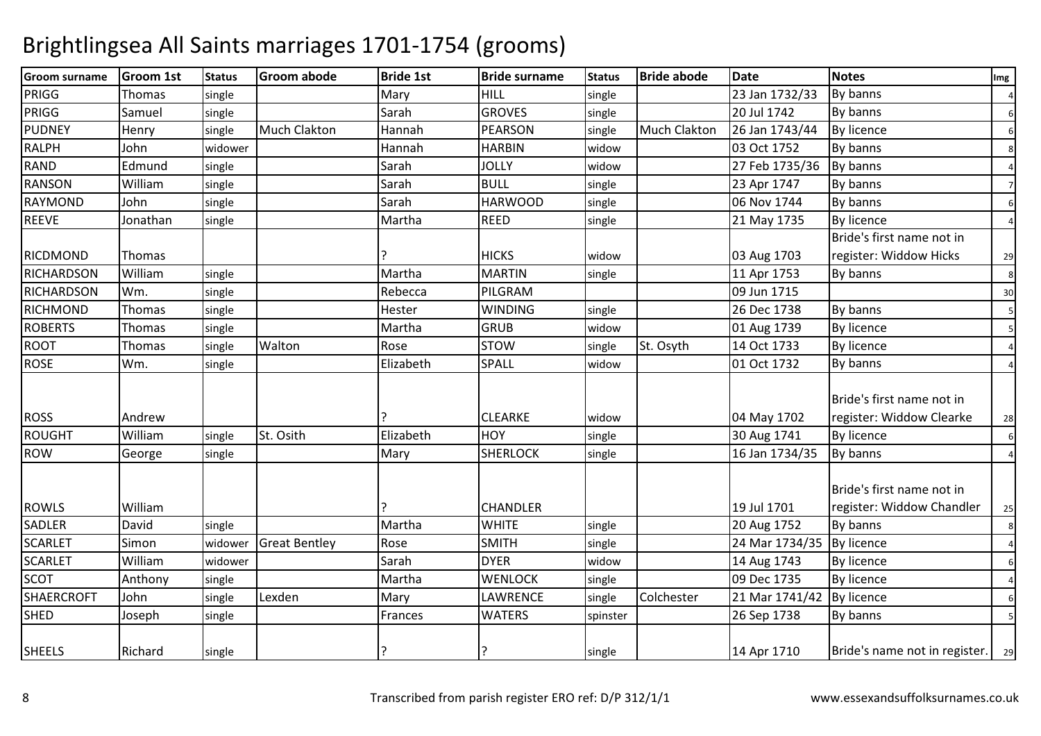# Brightlingsea All Saints marriages 1701-1754 (grooms)

| Groom surname | Groom 1st | Status | Groom abode | Bride 1st | Bride surname | Status | Bride abode | Date | Notes | Img |
|---|---|---|---|---|---|---|---|---|---|---|
| PRIGG | Thomas | single | | Mary | HILL | single | | 23 Jan 1732/33 | By banns | 4 |
| PRIGG | Samuel | single | | Sarah | GROVES | single | | 20 Jul 1742 | By banns | 6 |
| PUDNEY | Henry | single | Much Clakton | Hannah | PEARSON | single | Much Clakton | 26 Jan 1743/44 | By licence | 6 |
| RALPH | John | widower | | Hannah | HARBIN | widow | | 03 Oct 1752 | By banns | 8 |
| RAND | Edmund | single | | Sarah | JOLLY | widow | | 27 Feb 1735/36 | By banns | 4 |
| RANSON | William | single | | Sarah | BULL | single | | 23 Apr 1747 | By banns | 7 |
| RAYMOND | John | single | | Sarah | HARWOOD | single | | 06 Nov 1744 | By banns | 6 |
| REEVE | Jonathan | single | | Martha | REED | single | | 21 May 1735 | By licence | 4 |
| RICDMOND | Thomas | | | ? | HICKS | widow | | 03 Aug 1703 | Bride's first name not in register: Widdow Hicks | 29 |
| RICHARDSON | William | single | | Martha | MARTIN | single | | 11 Apr 1753 | By banns | 8 |
| RICHARDSON | Wm. | single | | Rebecca | PILGRAM | | | 09 Jun 1715 | | 30 |
| RICHMOND | Thomas | single | | Hester | WINDING | single | | 26 Dec 1738 | By banns | 5 |
| ROBERTS | Thomas | single | | Martha | GRUB | widow | | 01 Aug 1739 | By licence | 5 |
| ROOT | Thomas | single | Walton | Rose | STOW | single | St. Osyth | 14 Oct 1733 | By licence | 4 |
| ROSE | Wm. | single | | Elizabeth | SPALL | widow | | 01 Oct 1732 | By banns | 4 |
| ROSS | Andrew | | | ? | CLEARKE | widow | | 04 May 1702 | Bride's first name not in register: Widdow Clearke | 28 |
| ROUGHT | William | single | St. Osith | Elizabeth | HOY | single | | 30 Aug 1741 | By licence | 6 |
| ROW | George | single | | Mary | SHERLOCK | single | | 16 Jan 1734/35 | By banns | 4 |
| ROWLS | William | | | ? | CHANDLER | | | 19 Jul 1701 | Bride's first name not in register: Widdow Chandler | 25 |
| SADLER | David | single | | Martha | WHITE | single | | 20 Aug 1752 | By banns | 8 |
| SCARLET | Simon | widower | Great Bentley | Rose | SMITH | single | | 24 Mar 1734/35 | By licence | 4 |
| SCARLET | William | widower | | Sarah | DYER | widow | | 14 Aug 1743 | By licence | 6 |
| SCOT | Anthony | single | | Martha | WENLOCK | single | | 09 Dec 1735 | By licence | 4 |
| SHAERCROFT | John | single | Lexden | Mary | LAWRENCE | single | Colchester | 21 Mar 1741/42 | By licence | 6 |
| SHED | Joseph | single | | Frances | WATERS | spinster | | 26 Sep 1738 | By banns | 5 |
| SHEELS | Richard | single | | ? | ? | single | | 14 Apr 1710 | Bride's name not in register. | 29 |

Transcribed from parish register ERO ref: D/P 312/1/1 — www.essexandsuffolksurnames.co.uk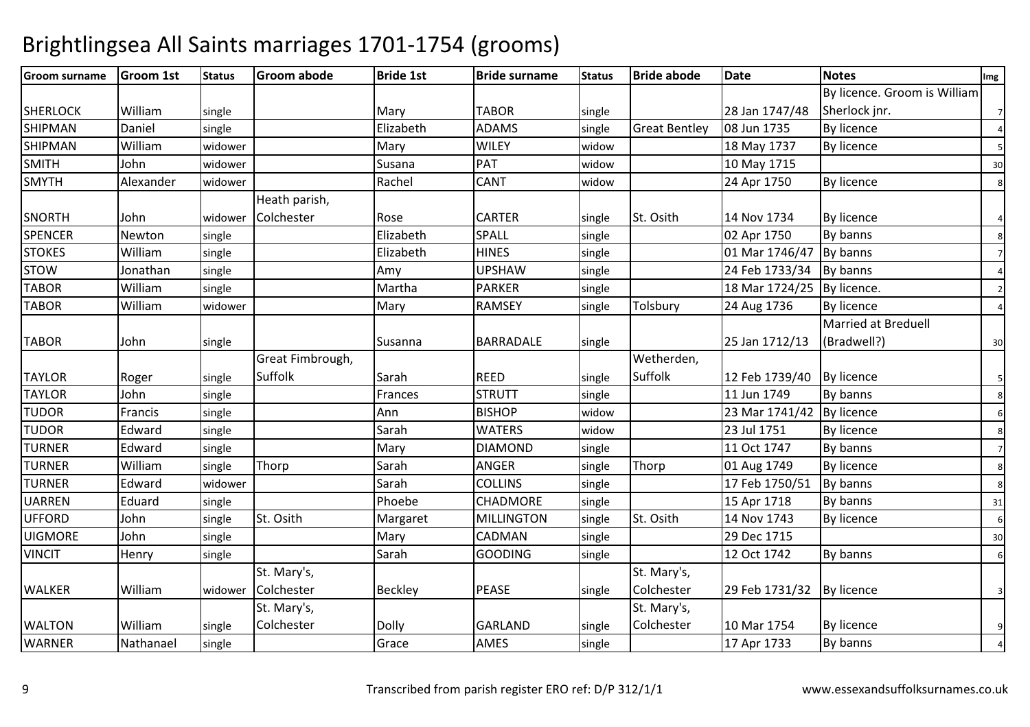# Brightlingsea All Saints marriages 1701-1754 (grooms)

| Groom surname | Groom 1st | Status | Groom abode | Bride 1st | Bride surname | Status | Bride abode | Date | Notes | Img |
|---|---|---|---|---|---|---|---|---|---|---|
| SHERLOCK | William | single | | Mary | TABOR | single | | 28 Jan 1747/48 | By licence. Groom is William Sherlock jnr. | 7 |
| SHIPMAN | Daniel | single | | Elizabeth | ADAMS | single | Great Bentley | 08 Jun 1735 | By licence | 4 |
| SHIPMAN | William | widower | | Mary | WILEY | widow | | 18 May 1737 | By licence | 5 |
| SMITH | John | widower | | Susana | PAT | widow | | 10 May 1715 | | 30 |
| SMYTH | Alexander | widower | | Rachel | CANT | widow | | 24 Apr 1750 | By licence | 8 |
| SNORTH | John | widower | Heath parish, Colchester | Rose | CARTER | single | St. Osith | 14 Nov 1734 | By licence | 4 |
| SPENCER | Newton | single | | Elizabeth | SPALL | single | | 02 Apr 1750 | By banns | 8 |
| STOKES | William | single | | Elizabeth | HINES | single | | 01 Mar 1746/47 | By banns | 7 |
| STOW | Jonathan | single | | Amy | UPSHAW | single | | 24 Feb 1733/34 | By banns | 4 |
| TABOR | William | single | | Martha | PARKER | single | | 18 Mar 1724/25 | By licence. | 2 |
| TABOR | William | widower | | Mary | RAMSEY | single | Tolsbury | 24 Aug 1736 | By licence | 4 |
| TABOR | John | single | | Susanna | BARRADALE | single | | 25 Jan 1712/13 | Married at Breduell (Bradwell?) | 30 |
| TAYLOR | Roger | single | Great Fimbrough, Suffolk | Sarah | REED | single | Wetherden, Suffolk | 12 Feb 1739/40 | By licence | 5 |
| TAYLOR | John | single | | Frances | STRUTT | single | | 11 Jun 1749 | By banns | 8 |
| TUDOR | Francis | single | | Ann | BISHOP | widow | | 23 Mar 1741/42 | By licence | 6 |
| TUDOR | Edward | single | | Sarah | WATERS | widow | | 23 Jul 1751 | By licence | 8 |
| TURNER | Edward | single | | Mary | DIAMOND | single | | 11 Oct 1747 | By banns | 7 |
| TURNER | William | single | Thorp | Sarah | ANGER | single | Thorp | 01 Aug 1749 | By licence | 8 |
| TURNER | Edward | widower | | Sarah | COLLINS | single | | 17 Feb 1750/51 | By banns | 8 |
| UARREN | Eduard | single | | Phoebe | CHADMORE | single | | 15 Apr 1718 | By banns | 31 |
| UFFORD | John | single | St. Osith | Margaret | MILLINGTON | single | St. Osith | 14 Nov 1743 | By licence | 6 |
| UIGMORE | John | single | | Mary | CADMAN | single | | 29 Dec 1715 | | 30 |
| VINCIT | Henry | single | | Sarah | GOODING | single | | 12 Oct 1742 | By banns | 6 |
| WALKER | William | widower | St. Mary's, Colchester | Beckley | PEASE | single | St. Mary's, Colchester | 29 Feb 1731/32 | By licence | 3 |
| WALTON | William | single | St. Mary's, Colchester | Dolly | GARLAND | single | St. Mary's, Colchester | 10 Mar 1754 | By licence | 9 |
| WARNER | Nathanael | single | | Grace | AMES | single | | 17 Apr 1733 | By banns | 4 |

Transcribed from parish register ERO ref: D/P 312/1/1 www.essexandsuffolksurnames.co.uk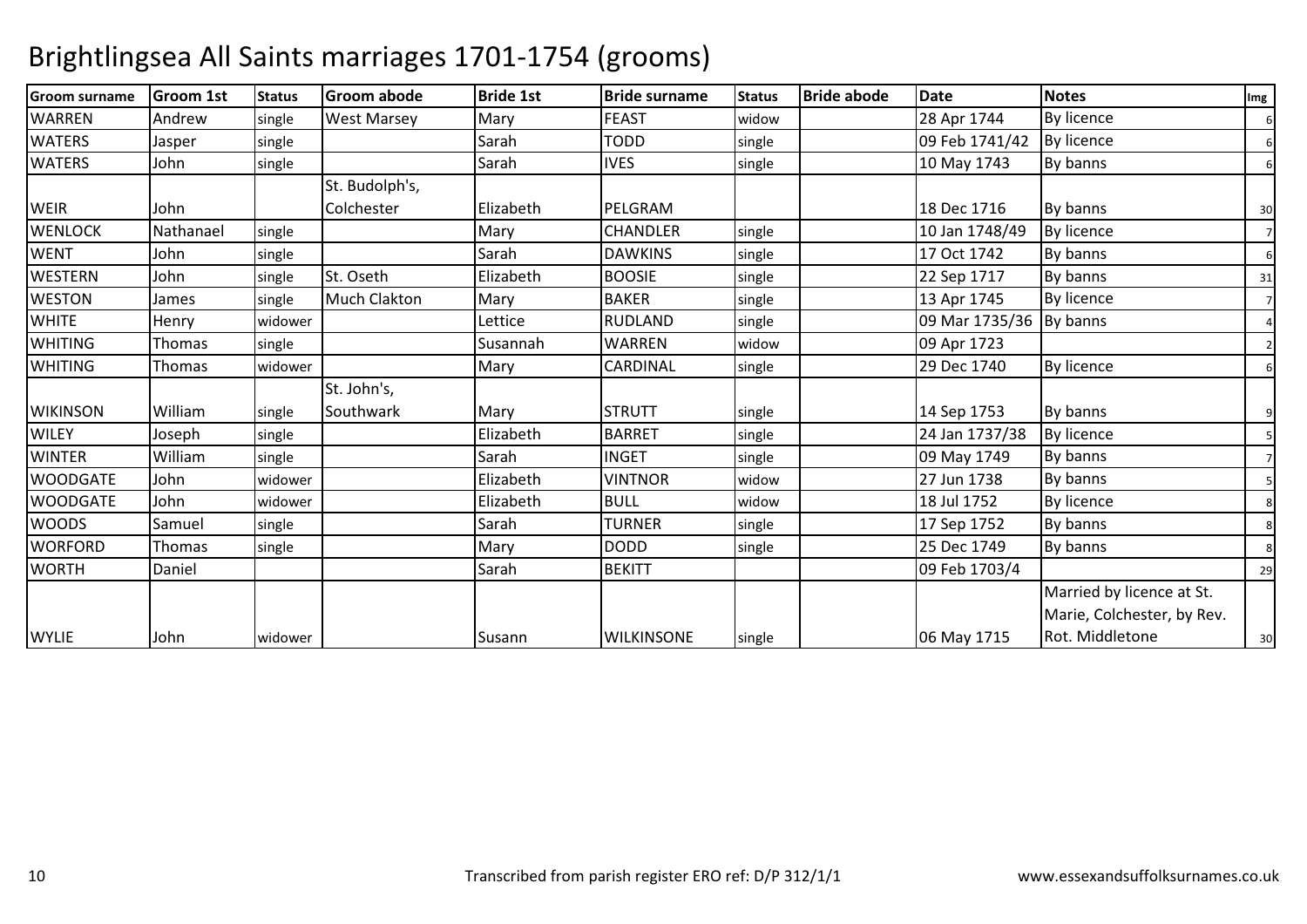# Brightlingsea All Saints marriages 1701-1754 (grooms)

| Groom surname | Groom 1st | Status | Groom abode | Bride 1st | Bride surname | Status | Bride abode | Date | Notes | Img |
|---|---|---|---|---|---|---|---|---|---|---|
| WARREN | Andrew | single | West Marsey | Mary | FEAST | widow | | 28 Apr 1744 | By licence | 6 |
| WATERS | Jasper | single | | Sarah | TODD | single | | 09 Feb 1741/42 | By licence | 6 |
| WATERS | John | single | | Sarah | IVES | single | | 10 May 1743 | By banns | 6 |
| WEIR | John | | St. Budolph's, Colchester | Elizabeth | PELGRAM | | | 18 Dec 1716 | By banns | 30 |
| WENLOCK | Nathanael | single | | Mary | CHANDLER | single | | 10 Jan 1748/49 | By licence | 7 |
| WENT | John | single | | Sarah | DAWKINS | single | | 17 Oct 1742 | By banns | 6 |
| WESTERN | John | single | St. Oseth | Elizabeth | BOOSIE | single | | 22 Sep 1717 | By banns | 31 |
| WESTON | James | single | Much Clakton | Mary | BAKER | single | | 13 Apr 1745 | By licence | 7 |
| WHITE | Henry | widower | | Lettice | RUDLAND | single | | 09 Mar 1735/36 | By banns | 4 |
| WHITING | Thomas | single | | Susannah | WARREN | widow | | 09 Apr 1723 | | 2 |
| WHITING | Thomas | widower | | Mary | CARDINAL | single | | 29 Dec 1740 | By licence | 6 |
| WIKINSON | William | single | St. John's, Southwark | Mary | STRUTT | single | | 14 Sep 1753 | By banns | 9 |
| WILEY | Joseph | single | | Elizabeth | BARRET | single | | 24 Jan 1737/38 | By licence | 5 |
| WINTER | William | single | | Sarah | INGET | single | | 09 May 1749 | By banns | 7 |
| WOODGATE | John | widower | | Elizabeth | VINTNOR | widow | | 27 Jun 1738 | By banns | 5 |
| WOODGATE | John | widower | | Elizabeth | BULL | widow | | 18 Jul 1752 | By licence | 8 |
| WOODS | Samuel | single | | Sarah | TURNER | single | | 17 Sep 1752 | By banns | 8 |
| WORFORD | Thomas | single | | Mary | DODD | single | | 25 Dec 1749 | By banns | 8 |
| WORTH | Daniel | | | Sarah | BEKITT | | | 09 Feb 1703/4 | | 29 |
| WYLIE | John | widower | | Susann | WILKINSONE | single | | 06 May 1715 | Married by licence at St. Marie, Colchester, by Rev. Rot. Middletone | 30 |

Transcribed from parish register ERO ref: D/P 312/1/1

www.essexandsuffolksurnames.co.uk